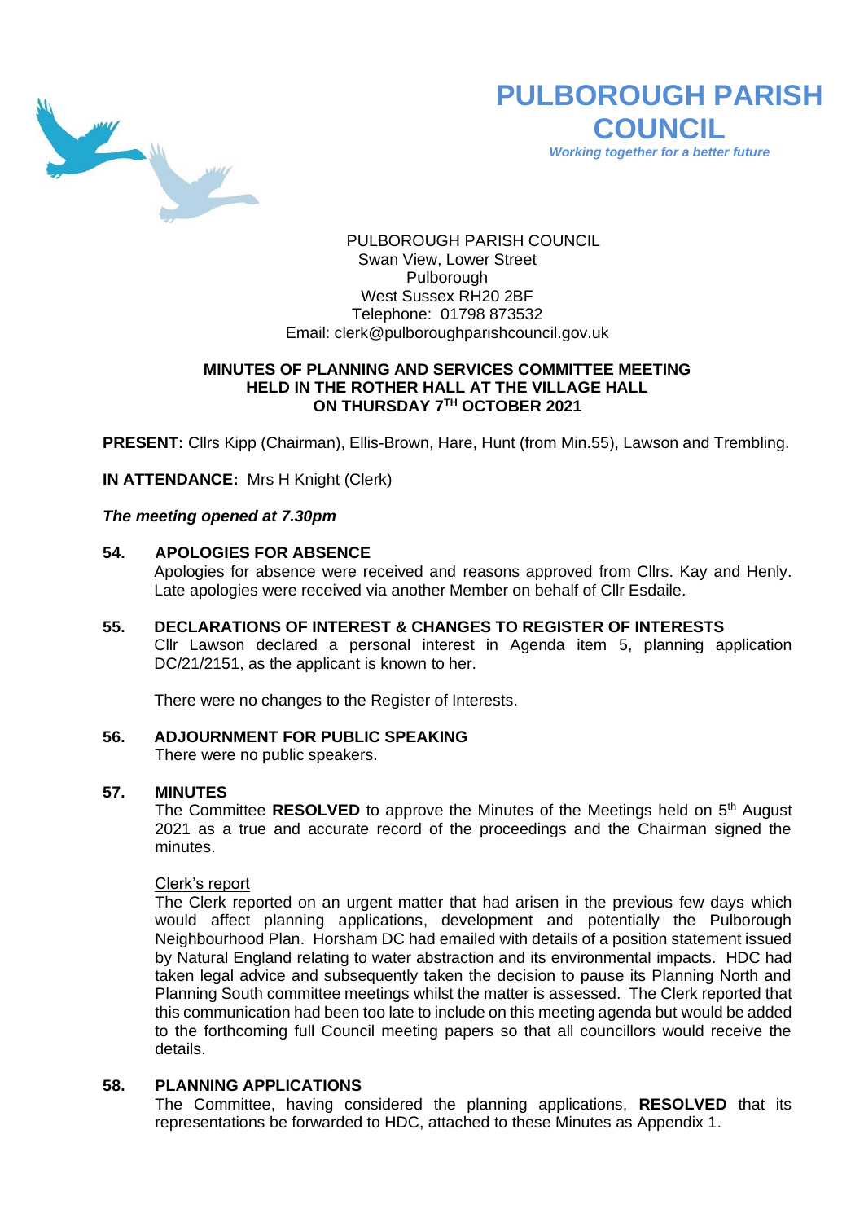# PULBOROUGH PARISH COUNCIL

*Working together for a better future*

PULBOROUGH PARISH COUNCIL
Swan View, Lower Street
Pulborough
West Sussex RH20 2BF
Telephone: 01798 873532
Email: clerk@pulboroughparishcouncil.gov.uk

**MINUTES OF PLANNING AND SERVICES COMMITTEE MEETING HELD IN THE ROTHER HALL AT THE VILLAGE HALL ON THURSDAY 7TH OCTOBER 2021**

**PRESENT:** Cllrs Kipp (Chairman), Ellis-Brown, Hare, Hunt (from Min.55), Lawson and Trembling.

**IN ATTENDANCE:** Mrs H Knight (Clerk)

***The meeting opened at 7.30pm***

**54. APOLOGIES FOR ABSENCE**

Apologies for absence were received and reasons approved from Cllrs. Kay and Henly. Late apologies were received via another Member on behalf of Cllr Esdaile.

**55. DECLARATIONS OF INTEREST & CHANGES TO REGISTER OF INTERESTS**

Cllr Lawson declared a personal interest in Agenda item 5, planning application DC/21/2151, as the applicant is known to her.

There were no changes to the Register of Interests.

**56. ADJOURNMENT FOR PUBLIC SPEAKING**

There were no public speakers.

**57. MINUTES**

The Committee **RESOLVED** to approve the Minutes of the Meetings held on 5th August 2021 as a true and accurate record of the proceedings and the Chairman signed the minutes.

Clerk's report

The Clerk reported on an urgent matter that had arisen in the previous few days which would affect planning applications, development and potentially the Pulborough Neighbourhood Plan. Horsham DC had emailed with details of a position statement issued by Natural England relating to water abstraction and its environmental impacts. HDC had taken legal advice and subsequently taken the decision to pause its Planning North and Planning South committee meetings whilst the matter is assessed. The Clerk reported that this communication had been too late to include on this meeting agenda but would be added to the forthcoming full Council meeting papers so that all councillors would receive the details.

**58. PLANNING APPLICATIONS**

The Committee, having considered the planning applications, **RESOLVED** that its representations be forwarded to HDC, attached to these Minutes as Appendix 1.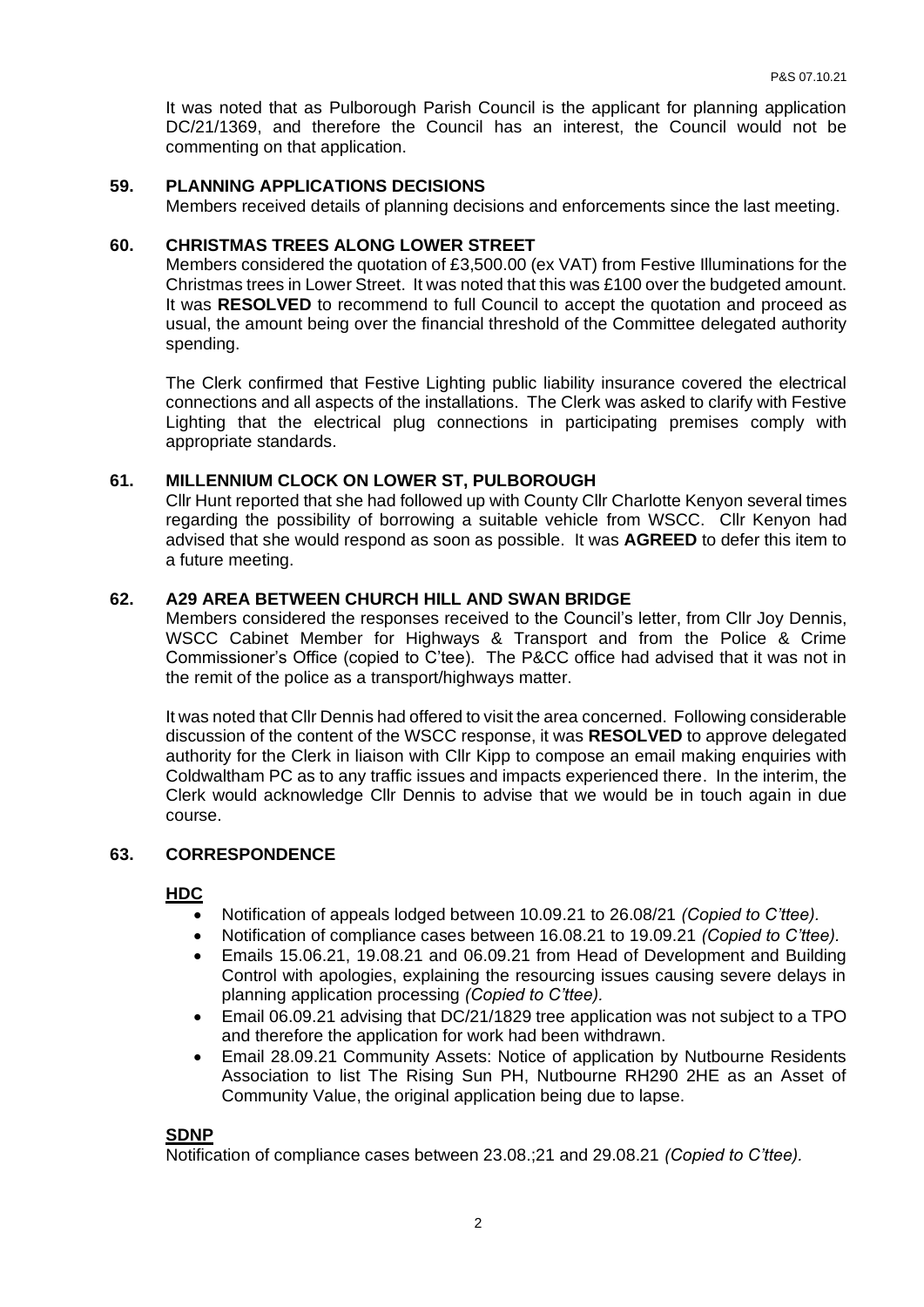It was noted that as Pulborough Parish Council is the applicant for planning application DC/21/1369, and therefore the Council has an interest, the Council would not be commenting on that application.

## 59. PLANNING APPLICATIONS DECISIONS

Members received details of planning decisions and enforcements since the last meeting.

## 60. CHRISTMAS TREES ALONG LOWER STREET

Members considered the quotation of £3,500.00 (ex VAT) from Festive Illuminations for the Christmas trees in Lower Street. It was noted that this was £100 over the budgeted amount. It was **RESOLVED** to recommend to full Council to accept the quotation and proceed as usual, the amount being over the financial threshold of the Committee delegated authority spending.

The Clerk confirmed that Festive Lighting public liability insurance covered the electrical connections and all aspects of the installations. The Clerk was asked to clarify with Festive Lighting that the electrical plug connections in participating premises comply with appropriate standards.

## 61. MILLENNIUM CLOCK ON LOWER ST, PULBOROUGH

Cllr Hunt reported that she had followed up with County Cllr Charlotte Kenyon several times regarding the possibility of borrowing a suitable vehicle from WSCC. Cllr Kenyon had advised that she would respond as soon as possible. It was **AGREED** to defer this item to a future meeting.

## 62. A29 AREA BETWEEN CHURCH HILL AND SWAN BRIDGE

Members considered the responses received to the Council's letter, from Cllr Joy Dennis, WSCC Cabinet Member for Highways & Transport and from the Police & Crime Commissioner's Office (copied to C'tee). The P&CC office had advised that it was not in the remit of the police as a transport/highways matter.

It was noted that Cllr Dennis had offered to visit the area concerned. Following considerable discussion of the content of the WSCC response, it was **RESOLVED** to approve delegated authority for the Clerk in liaison with Cllr Kipp to compose an email making enquiries with Coldwaltham PC as to any traffic issues and impacts experienced there. In the interim, the Clerk would acknowledge Cllr Dennis to advise that we would be in touch again in due course.

## 63. CORRESPONDENCE

**HDC**

- Notification of appeals lodged between 10.09.21 to 26.08/21 *(Copied to C'ttee).*
- Notification of compliance cases between 16.08.21 to 19.09.21 *(Copied to C'ttee).*
- Emails 15.06.21, 19.08.21 and 06.09.21 from Head of Development and Building Control with apologies, explaining the resourcing issues causing severe delays in planning application processing *(Copied to C'ttee).*
- Email 06.09.21 advising that DC/21/1829 tree application was not subject to a TPO and therefore the application for work had been withdrawn.
- Email 28.09.21 Community Assets: Notice of application by Nutbourne Residents Association to list The Rising Sun PH, Nutbourne RH290 2HE as an Asset of Community Value, the original application being due to lapse.

**SDNP**

Notification of compliance cases between 23.08.;21 and 29.08.21 *(Copied to C'ttee).*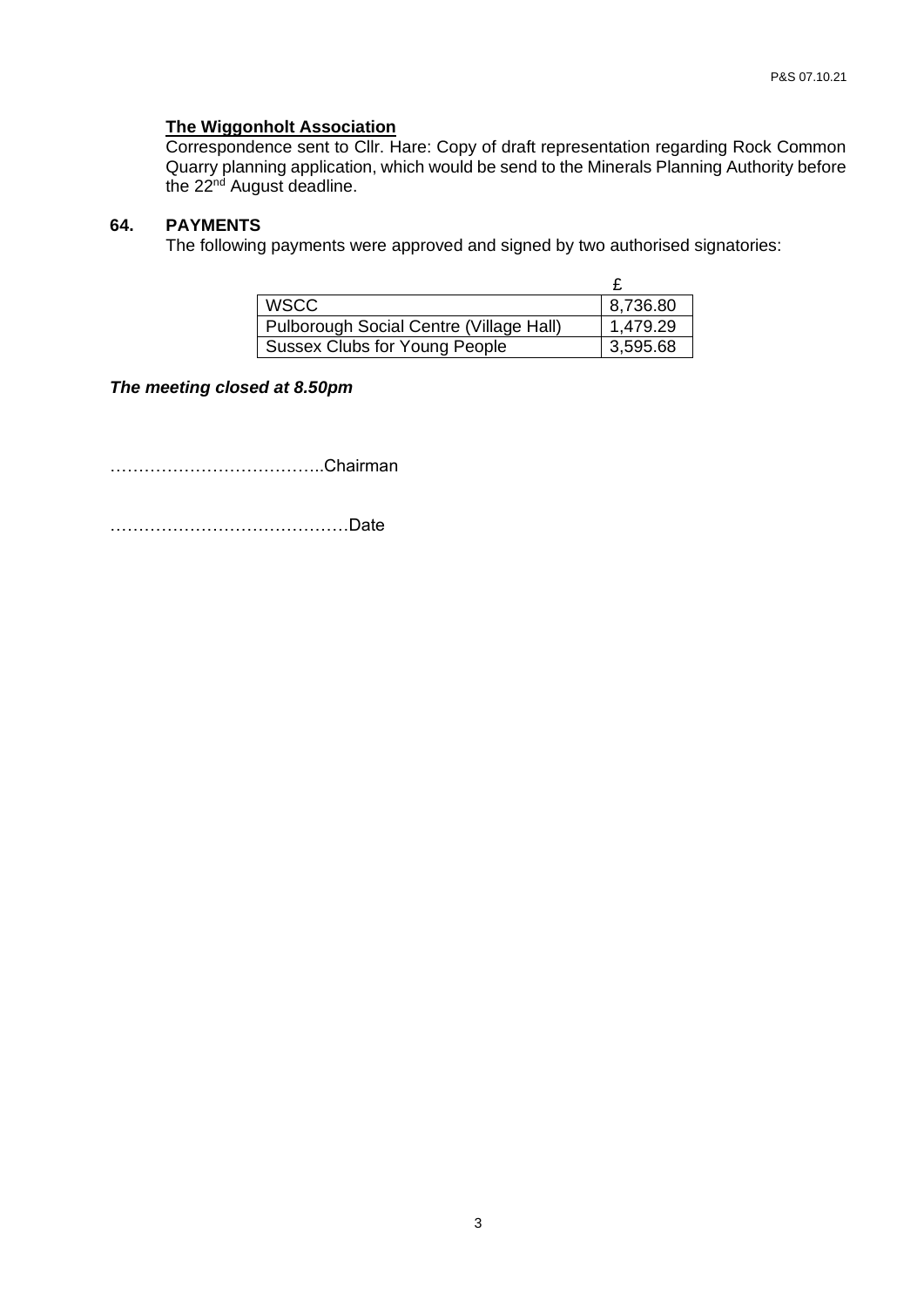**The Wiggonholt Association**

Correspondence sent to Cllr. Hare: Copy of draft representation regarding Rock Common Quarry planning application, which would be send to the Minerals Planning Authority before the 22nd August deadline.

## 64. PAYMENTS

The following payments were approved and signed by two authorised signatories:

| | £ |
|---|---|
| WSCC | 8,736.80 |
| Pulborough Social Centre (Village Hall) | 1,479.29 |
| Sussex Clubs for Young People | 3,595.68 |

***The meeting closed at 8.50pm***

………………………………..Chairman

……………………………………Date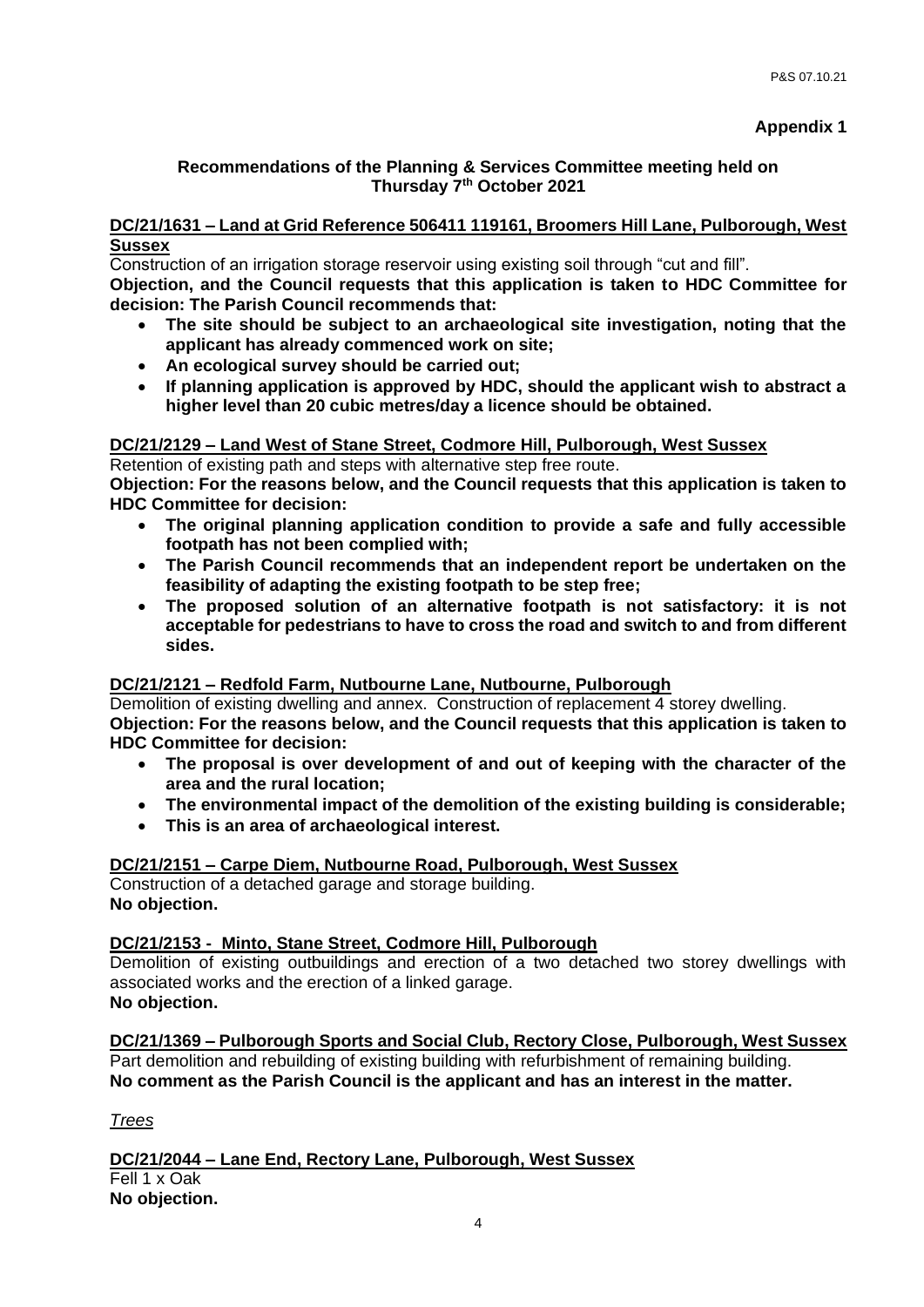**Appendix 1**

**Recommendations of the Planning & Services Committee meeting held on Thursday 7th October 2021**

**DC/21/1631 – Land at Grid Reference 506411 119161, Broomers Hill Lane, Pulborough, West Sussex**

Construction of an irrigation storage reservoir using existing soil through "cut and fill".

**Objection, and the Council requests that this application is taken to HDC Committee for decision: The Parish Council recommends that:**

- **The site should be subject to an archaeological site investigation, noting that the applicant has already commenced work on site;**
- **An ecological survey should be carried out;**
- **If planning application is approved by HDC, should the applicant wish to abstract a higher level than 20 cubic metres/day a licence should be obtained.**

**DC/21/2129 – Land West of Stane Street, Codmore Hill, Pulborough, West Sussex**

Retention of existing path and steps with alternative step free route.

**Objection: For the reasons below, and the Council requests that this application is taken to HDC Committee for decision:**

- **The original planning application condition to provide a safe and fully accessible footpath has not been complied with;**
- **The Parish Council recommends that an independent report be undertaken on the feasibility of adapting the existing footpath to be step free;**
- **The proposed solution of an alternative footpath is not satisfactory: it is not acceptable for pedestrians to have to cross the road and switch to and from different sides.**

**DC/21/2121 – Redfold Farm, Nutbourne Lane, Nutbourne, Pulborough**

Demolition of existing dwelling and annex. Construction of replacement 4 storey dwelling.

**Objection: For the reasons below, and the Council requests that this application is taken to HDC Committee for decision:**

- **The proposal is over development of and out of keeping with the character of the area and the rural location;**
- **The environmental impact of the demolition of the existing building is considerable;**
- **This is an area of archaeological interest.**

**DC/21/2151 – Carpe Diem, Nutbourne Road, Pulborough, West Sussex**

Construction of a detached garage and storage building.

**No objection.**

**DC/21/2153 - Minto, Stane Street, Codmore Hill, Pulborough**

Demolition of existing outbuildings and erection of a two detached two storey dwellings with associated works and the erection of a linked garage.

**No objection.**

**DC/21/1369 – Pulborough Sports and Social Club, Rectory Close, Pulborough, West Sussex**

Part demolition and rebuilding of existing building with refurbishment of remaining building.

**No comment as the Parish Council is the applicant and has an interest in the matter.**

*Trees*

**DC/21/2044 – Lane End, Rectory Lane, Pulborough, West Sussex**

Fell 1 x Oak

**No objection.**